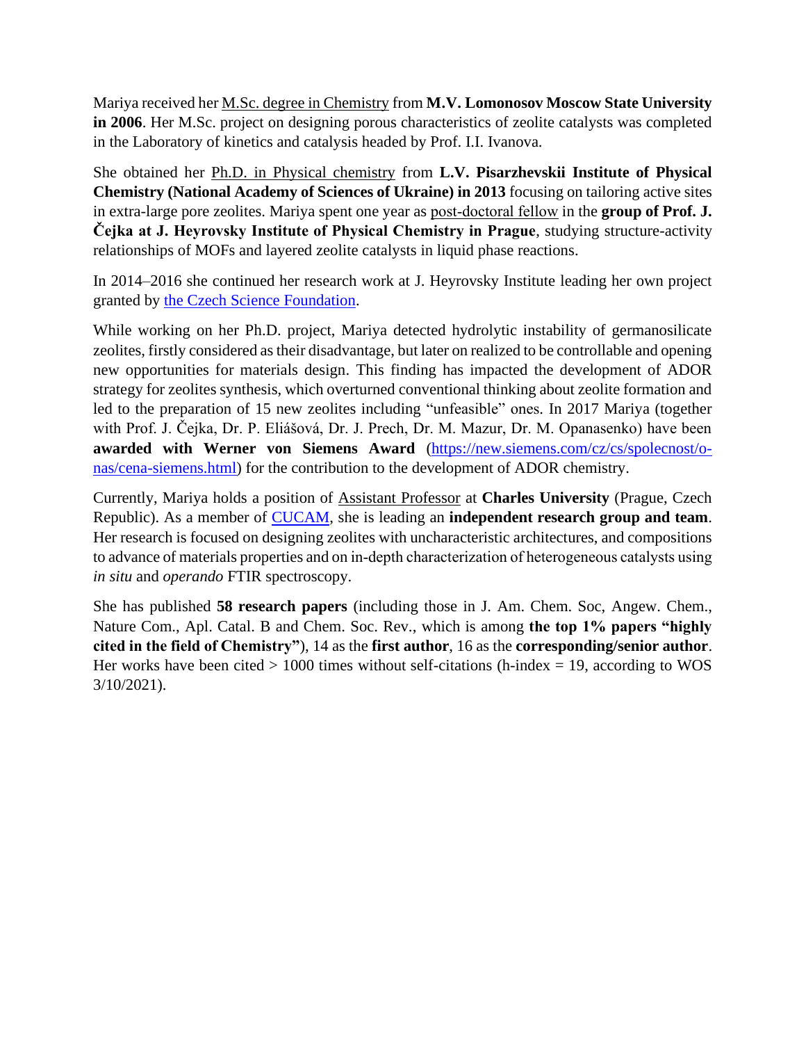Mariya received her M.Sc. degree in Chemistry from **M.V. Lomonosov Moscow State University in 2006**. Her M.Sc. project on designing porous characteristics of zeolite catalysts was completed in the Laboratory of kinetics and catalysis headed by Prof. I.I. Ivanova.

She obtained her Ph.D. in Physical chemistry from **L.V. Pisarzhevskii Institute of Physical Chemistry (National Academy of Sciences of Ukraine) in 2013** focusing on tailoring active sites in extra-large pore zeolites. Mariya spent one year as post-doctoral fellow in the **group of Prof. J. Čejka at J. Heyrovsky Institute of Physical Chemistry in Prague**, studying structure-activity relationships of MOFs and layered zeolite catalysts in liquid phase reactions.

In 2014–2016 she continued her research work at J. Heyrovsky Institute leading her own project granted by the Czech Science Foundation.

While working on her Ph.D. project, Mariya detected hydrolytic instability of germanosilicate zeolites, firstly considered as their disadvantage, but later on realized to be controllable and opening new opportunities for materials design. This finding has impacted the development of ADOR strategy for zeolites synthesis, which overturned conventional thinking about zeolite formation and led to the preparation of 15 new zeolites including "unfeasible" ones. In 2017 Mariya (together with Prof. J. Čejka, Dr. P. Eliášová, Dr. J. Prech, Dr. M. Mazur, Dr. M. Opanasenko) have been **awarded with Werner von Siemens Award** (https://new.siemens.com/cz/cs/spolecnost/o-nas/cena-siemens.html) for the contribution to the development of ADOR chemistry.

Currently, Mariya holds a position of Assistant Professor at **Charles University** (Prague, Czech Republic). As a member of CUCAM, she is leading an **independent research group and team**. Her research is focused on designing zeolites with uncharacteristic architectures, and compositions to advance of materials properties and on in-depth characterization of heterogeneous catalysts using *in situ* and *operando* FTIR spectroscopy.

She has published **58 research papers** (including those in J. Am. Chem. Soc, Angew. Chem., Nature Com., Apl. Catal. B and Chem. Soc. Rev., which is among **the top 1% papers "highly cited in the field of Chemistry"**), 14 as the **first author**, 16 as the **corresponding/senior author**. Her works have been cited > 1000 times without self-citations (h-index = 19, according to WOS 3/10/2021).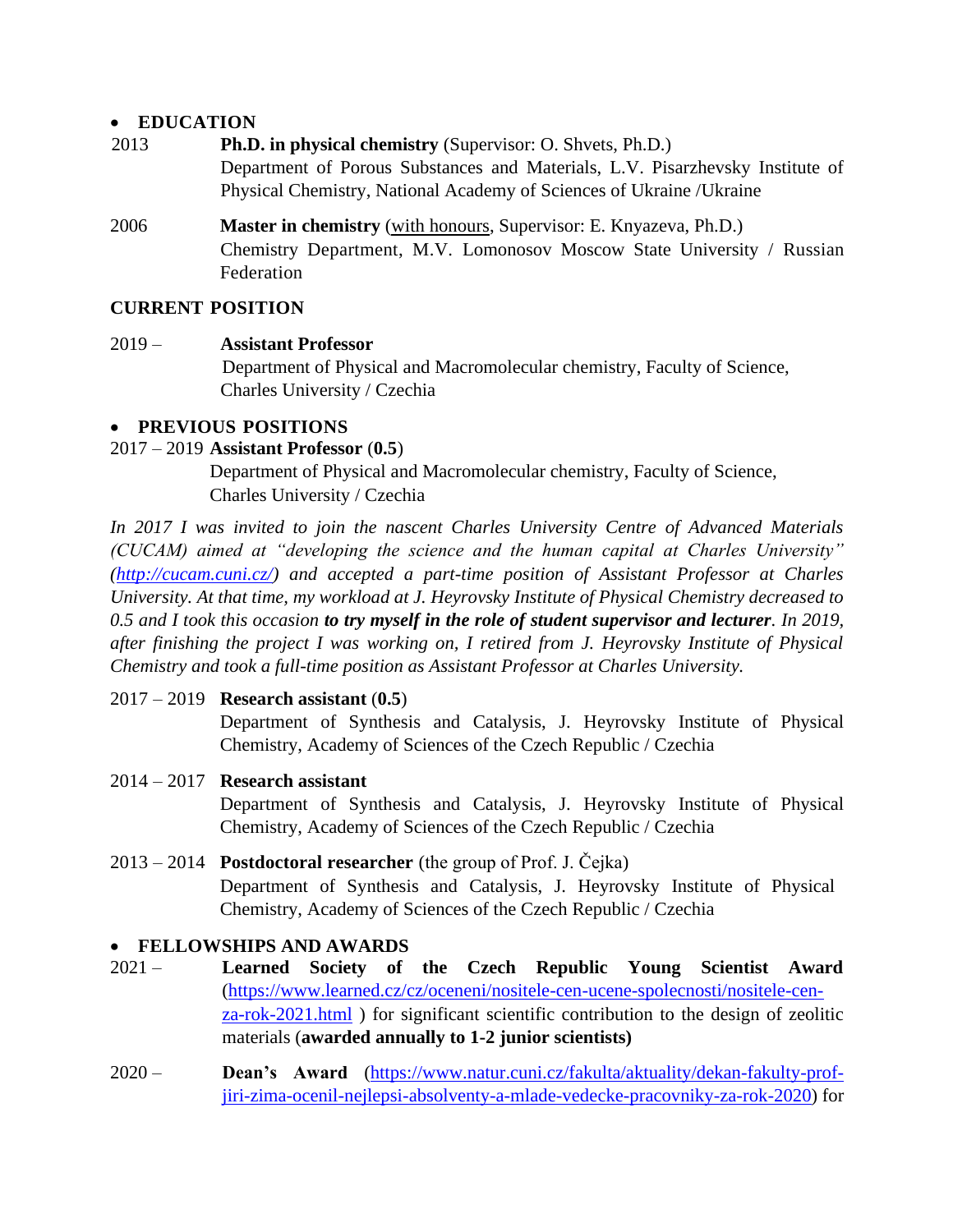- **EDUCATION**

2013 **Ph.D. in physical chemistry** (Supervisor: O. Shvets, Ph.D.)
Department of Porous Substances and Materials, L.V. Pisarzhevsky Institute of Physical Chemistry, National Academy of Sciences of Ukraine /Ukraine

2006 **Master in chemistry** (with honours, Supervisor: E. Knyazeva, Ph.D.)
Chemistry Department, M.V. Lomonosov Moscow State University / Russian Federation

**CURRENT POSITION**

2019 – **Assistant Professor**
Department of Physical and Macromolecular chemistry, Faculty of Science, Charles University / Czechia

- **PREVIOUS POSITIONS**

2017 – 2019 **Assistant Professor** (**0.5**)
Department of Physical and Macromolecular chemistry, Faculty of Science, Charles University / Czechia

*In 2017 I was invited to join the nascent Charles University Centre of Advanced Materials (CUCAM) aimed at "developing the science and the human capital at Charles University" ([http://cucam.cuni.cz/](http://cucam.cuni.cz/)) and accepted a part-time position of Assistant Professor at Charles University. At that time, my workload at J. Heyrovsky Institute of Physical Chemistry decreased to 0.5 and I took this occasion **to try myself in the role of student supervisor and lecturer**. In 2019, after finishing the project I was working on, I retired from J. Heyrovsky Institute of Physical Chemistry and took a full-time position as Assistant Professor at Charles University.*

2017 – 2019 **Research assistant** (**0.5**)
Department of Synthesis and Catalysis, J. Heyrovsky Institute of Physical Chemistry, Academy of Sciences of the Czech Republic / Czechia

2014 – 2017 **Research assistant**
Department of Synthesis and Catalysis, J. Heyrovsky Institute of Physical Chemistry, Academy of Sciences of the Czech Republic / Czechia

2013 – 2014 **Postdoctoral researcher** (the group of Prof. J. Čejka)
Department of Synthesis and Catalysis, J. Heyrovsky Institute of Physical Chemistry, Academy of Sciences of the Czech Republic / Czechia

- **FELLOWSHIPS AND AWARDS**

2021 – **Learned Society of the Czech Republic Young Scientist Award** ([https://www.learned.cz/cz/oceneni/nositele-cen-ucene-spolecnosti/nositele-cen-za-rok-2021.html](https://www.learned.cz/cz/oceneni/nositele-cen-ucene-spolecnosti/nositele-cen-za-rok-2021.html) ) for significant scientific contribution to the design of zeolitic materials (**awarded annually to 1-2 junior scientists)**

2020 – **Dean's Award** ([https://www.natur.cuni.cz/fakulta/aktuality/dekan-fakulty-prof-jiri-zima-ocenil-nejlepsi-absolventy-a-mlade-vedecke-pracovniky-za-rok-2020](https://www.natur.cuni.cz/fakulta/aktuality/dekan-fakulty-prof-jiri-zima-ocenil-nejlepsi-absolventy-a-mlade-vedecke-pracovniky-za-rok-2020)) for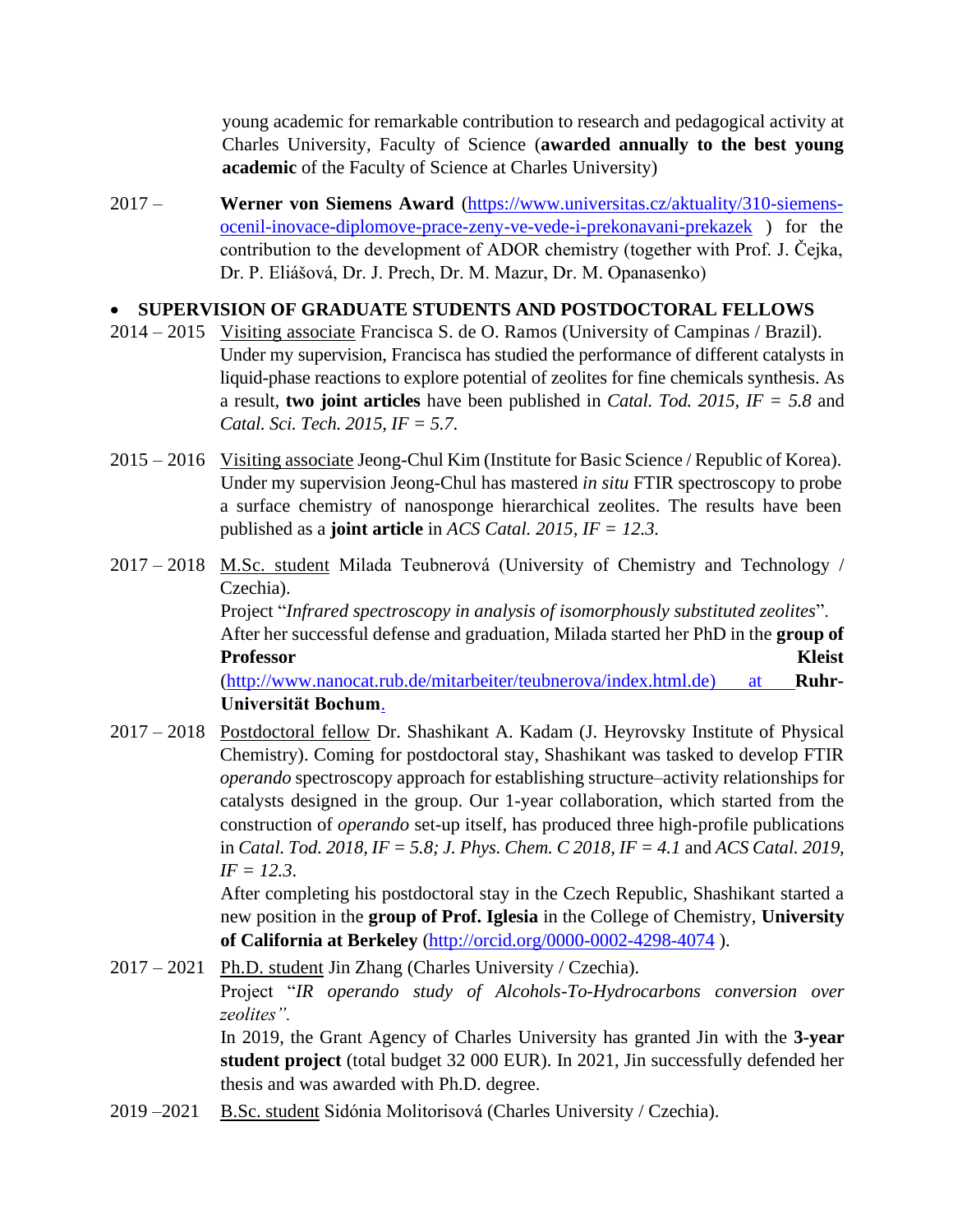young academic for remarkable contribution to research and pedagogical activity at Charles University, Faculty of Science (**awarded annually to the best young academic** of the Faculty of Science at Charles University)

2017 – **Werner von Siemens Award** (https://www.universitas.cz/aktuality/310-siemens-ocenil-inovace-diplomove-prace-zeny-ve-vede-i-prekonavani-prekazek ) for the contribution to the development of ADOR chemistry (together with Prof. J. Čejka, Dr. P. Eliášová, Dr. J. Prech, Dr. M. Mazur, Dr. M. Opanasenko)

- **SUPERVISION OF GRADUATE STUDENTS AND POSTDOCTORAL FELLOWS**

2014 – 2015 Visiting associate Francisca S. de O. Ramos (University of Campinas / Brazil). Under my supervision, Francisca has studied the performance of different catalysts in liquid-phase reactions to explore potential of zeolites for fine chemicals synthesis. As a result, **two joint articles** have been published in *Catal. Tod. 2015, IF = 5.8* and *Catal. Sci. Tech. 2015, IF = 5.7*.

2015 – 2016 Visiting associate Jeong-Chul Kim (Institute for Basic Science / Republic of Korea). Under my supervision Jeong-Chul has mastered *in situ* FTIR spectroscopy to probe a surface chemistry of nanosponge hierarchical zeolites. The results have been published as a **joint article** in *ACS Catal. 2015, IF = 12.3.*

2017 – 2018 M.Sc. student Milada Teubnerová (University of Chemistry and Technology / Czechia).
Project "*Infrared spectroscopy in analysis of isomorphously substituted zeolites*".
After her successful defense and graduation, Milada started her PhD in the **group of Professor Kleist** (http://www.nanocat.rub.de/mitarbeiter/teubnerova/index.html.de) at **Ruhr-Universität Bochum**.

2017 – 2018 Postdoctoral fellow Dr. Shashikant A. Kadam (J. Heyrovsky Institute of Physical Chemistry). Coming for postdoctoral stay, Shashikant was tasked to develop FTIR *operando* spectroscopy approach for establishing structure–activity relationships for catalysts designed in the group. Our 1-year collaboration, which started from the construction of *operando* set-up itself, has produced three high-profile publications in *Catal. Tod. 2018, IF = 5.8; J. Phys. Chem. C 2018, IF = 4.1* and *ACS Catal. 2019, IF = 12.3*.
After completing his postdoctoral stay in the Czech Republic, Shashikant started a new position in the **group of Prof. Iglesia** in the College of Chemistry, **University of California at Berkeley** (http://orcid.org/0000-0002-4298-4074 ).

2017 – 2021 Ph.D. student Jin Zhang (Charles University / Czechia).
Project "*IR operando study of Alcohols-To-Hydrocarbons conversion over zeolites".*
In 2019, the Grant Agency of Charles University has granted Jin with the **3-year student project** (total budget 32 000 EUR). In 2021, Jin successfully defended her thesis and was awarded with Ph.D. degree.

2019 –2021 B.Sc. student Sidónia Molitorisová (Charles University / Czechia).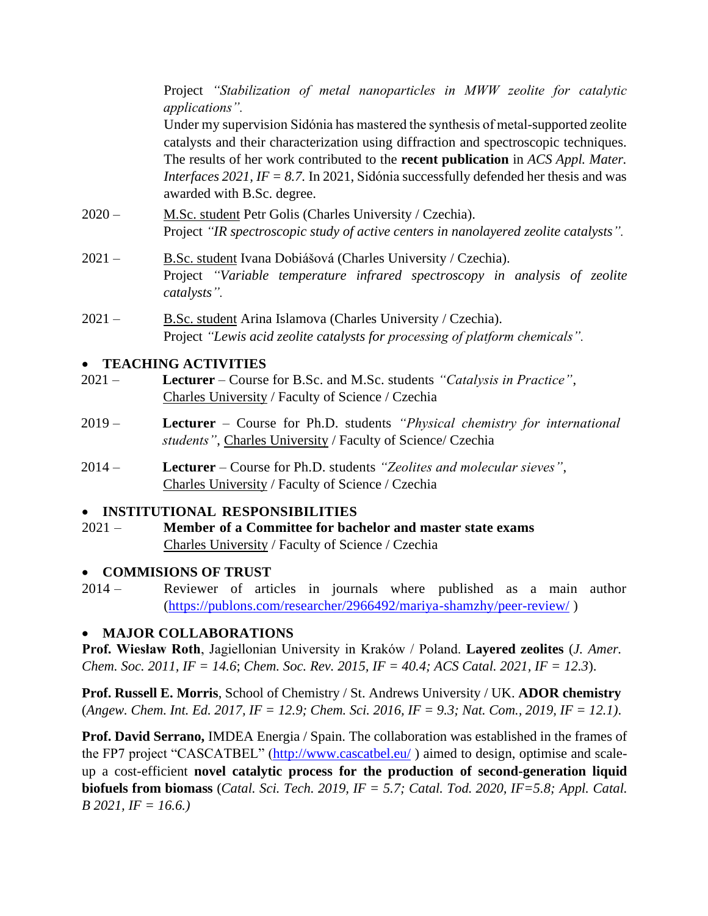Project *"Stabilization of metal nanoparticles in MWW zeolite for catalytic applications".*
Under my supervision Sidónia has mastered the synthesis of metal-supported zeolite catalysts and their characterization using diffraction and spectroscopic techniques. The results of her work contributed to the **recent publication** in *ACS Appl. Mater. Interfaces 2021, IF = 8.7.* In 2021, Sidónia successfully defended her thesis and was awarded with B.Sc. degree.

2020 – M.Sc. student Petr Golis (Charles University / Czechia).
Project *"IR spectroscopic study of active centers in nanolayered zeolite catalysts".*

2021 – B.Sc. student Ivana Dobiášová (Charles University / Czechia).
Project *"Variable temperature infrared spectroscopy in analysis of zeolite catalysts".*

2021 – B.Sc. student Arina Islamova (Charles University / Czechia).
Project *"Lewis acid zeolite catalysts for processing of platform chemicals".*

- **TEACHING ACTIVITIES**

2021 – **Lecturer** – Course for B.Sc. and M.Sc. students *"Catalysis in Practice"*, Charles University / Faculty of Science / Czechia

2019 – **Lecturer** – Course for Ph.D. students *"Physical chemistry for international students"*, Charles University / Faculty of Science/ Czechia

2014 – **Lecturer** – Course for Ph.D. students *"Zeolites and molecular sieves"*, Charles University / Faculty of Science / Czechia

- **INSTITUTIONAL RESPONSIBILITIES**

2021 – **Member of a Committee for bachelor and master state exams**
Charles University / Faculty of Science / Czechia

- **COMMISIONS OF TRUST**

2014 – Reviewer of articles in journals where published as a main author (https://publons.com/researcher/2966492/mariya-shamzhy/peer-review/ )

- **MAJOR COLLABORATIONS**

**Prof. Wiesław Roth**, Jagiellonian University in Kraków / Poland. **Layered zeolites** (*J. Amer. Chem. Soc. 2011, IF = 14.6*; *Chem. Soc. Rev. 2015, IF = 40.4; ACS Catal. 2021, IF = 12.3*).

**Prof. Russell E. Morris**, School of Chemistry / St. Andrews University / UK. **ADOR chemistry** (*Angew. Chem. Int. Ed. 2017, IF = 12.9; Chem. Sci. 2016, IF = 9.3; Nat. Com., 2019, IF = 12.1)*.

**Prof. David Serrano,** IMDEA Energia / Spain. The collaboration was established in the frames of the FP7 project "CASCATBEL" (http://www.cascatbel.eu/ ) aimed to design, optimise and scale-up a cost-efficient **novel catalytic process for the production of second-generation liquid biofuels from biomass** (*Catal. Sci. Tech. 2019, IF = 5.7; Catal. Tod. 2020, IF=5.8; Appl. Catal. B 2021, IF = 16.6.)*